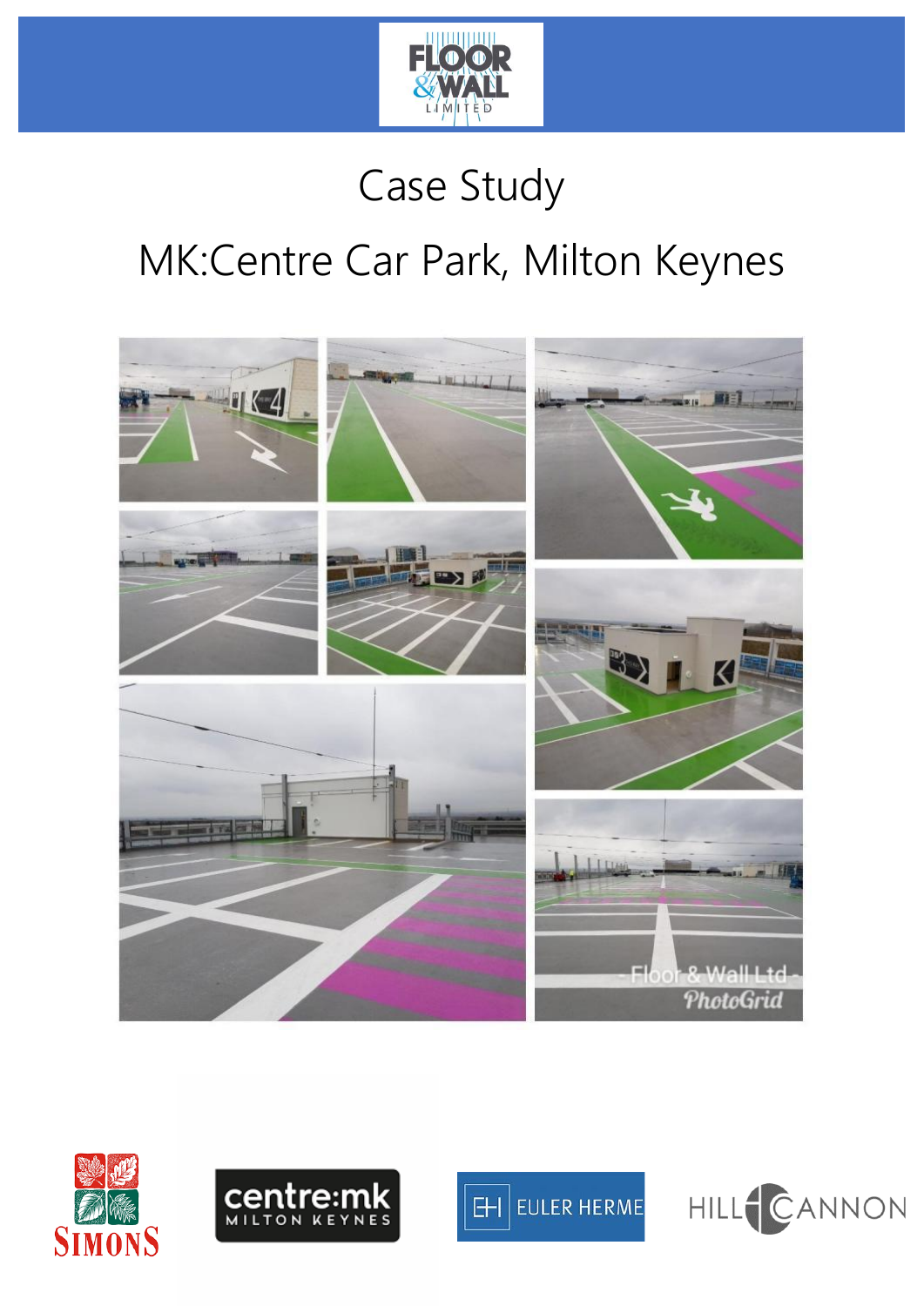# Case Study

## MK:Centre Car Park, Milton Keynes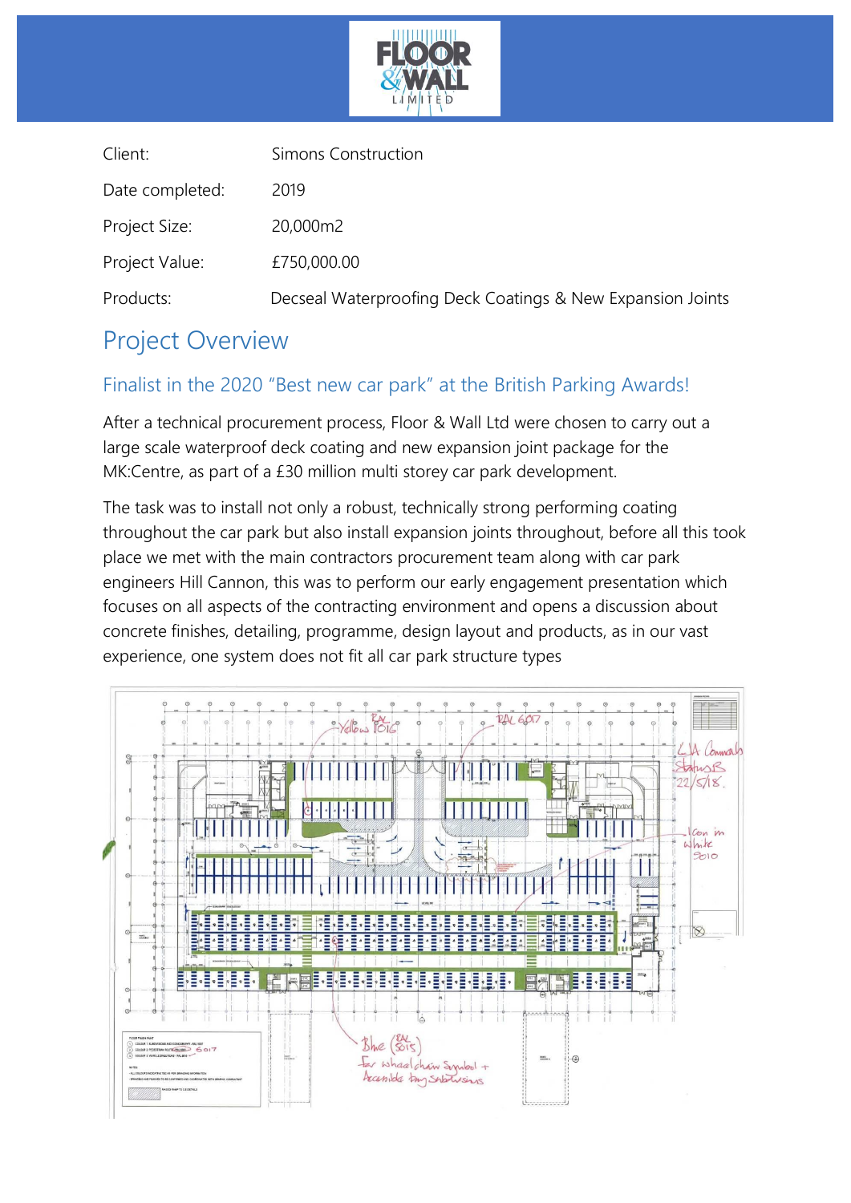| | |
|---|---|
| Client: | Simons Construction |
| Date completed: | 2019 |
| Project Size: | 20,000m2 |
| Project Value: | £750,000.00 |
| Products: | Decseal Waterproofing Deck Coatings & New Expansion Joints |

# Project Overview

## Finalist in the 2020 “Best new car park” at the British Parking Awards!

After a technical procurement process, Floor & Wall Ltd were chosen to carry out a large scale waterproof deck coating and new expansion joint package for the MK:Centre, as part of a £30 million multi storey car park development.

The task was to install not only a robust, technically strong performing coating throughout the car park but also install expansion joints throughout, before all this took place we met with the main contractors procurement team along with car park engineers Hill Cannon, this was to perform our early engagement presentation which focuses on all aspects of the contracting environment and opens a discussion about concrete finishes, detailing, programme, design layout and products, as in our vast experience, one system does not fit all car park structure types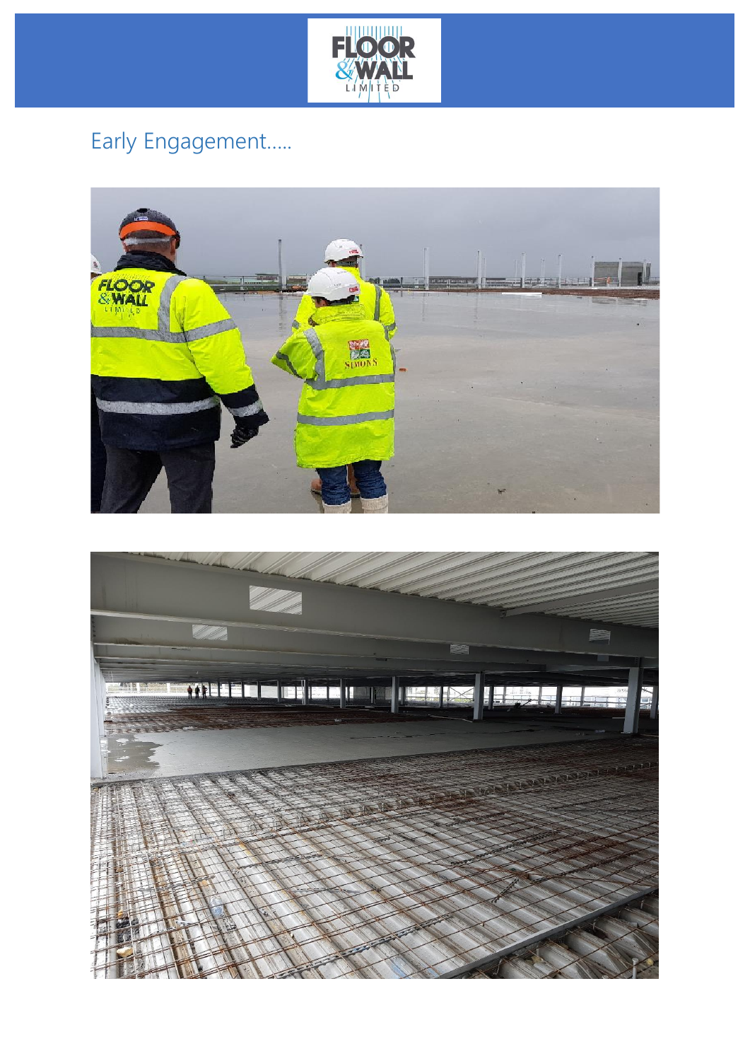Early Engagement.....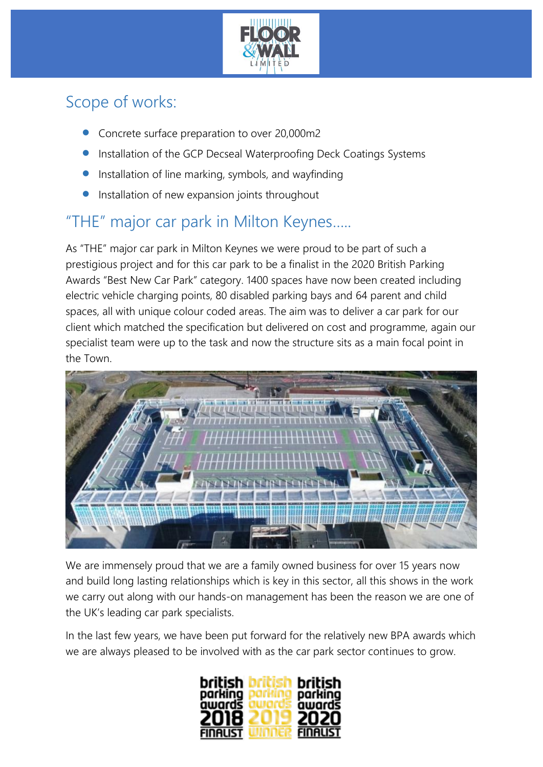## Scope of works:

- Concrete surface preparation to over 20,000m2
- Installation of the GCP Decseal Waterproofing Deck Coatings Systems
- Installation of line marking, symbols, and wayfinding
- Installation of new expansion joints throughout

## "THE" major car park in Milton Keynes.....

As "THE" major car park in Milton Keynes we were proud to be part of such a prestigious project and for this car park to be a finalist in the 2020 British Parking Awards "Best New Car Park" category. 1400 spaces have now been created including electric vehicle charging points, 80 disabled parking bays and 64 parent and child spaces, all with unique colour coded areas. The aim was to deliver a car park for our client which matched the specification but delivered on cost and programme, again our specialist team were up to the task and now the structure sits as a main focal point in the Town.

We are immensely proud that we are a family owned business for over 15 years now and build long lasting relationships which is key in this sector, all this shows in the work we carry out along with our hands-on management has been the reason we are one of the UK's leading car park specialists.

In the last few years, we have been put forward for the relatively new BPA awards which we are always pleased to be involved with as the car park sector continues to grow.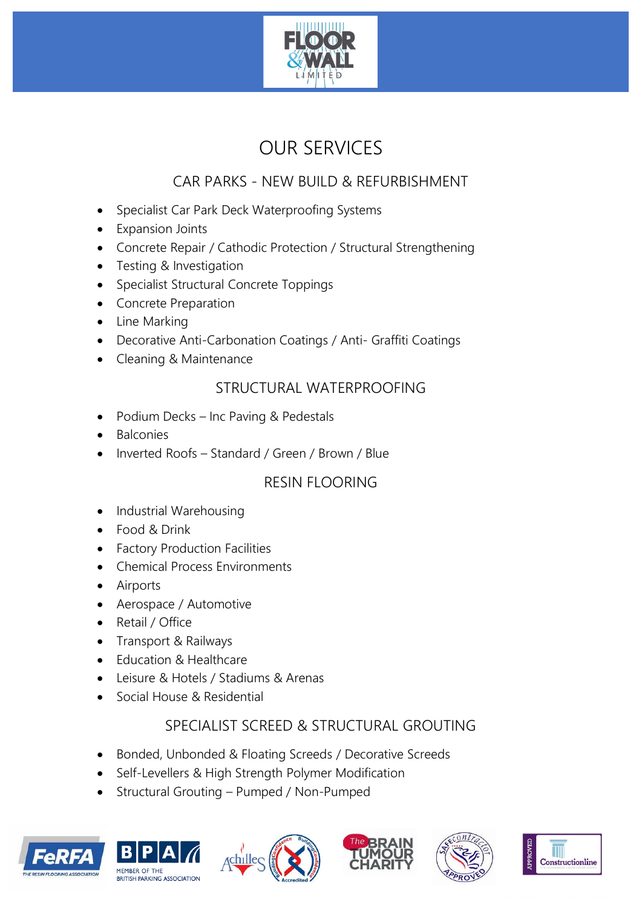# OUR SERVICES

## CAR PARKS - NEW BUILD & REFURBISHMENT

- Specialist Car Park Deck Waterproofing Systems
- Expansion Joints
- Concrete Repair / Cathodic Protection / Structural Strengthening
- Testing & Investigation
- Specialist Structural Concrete Toppings
- Concrete Preparation
- Line Marking
- Decorative Anti-Carbonation Coatings / Anti- Graffiti Coatings
- Cleaning & Maintenance

## STRUCTURAL WATERPROOFING

- Podium Decks – Inc Paving & Pedestals
- Balconies
- Inverted Roofs – Standard / Green / Brown / Blue

## RESIN FLOORING

- Industrial Warehousing
- Food & Drink
- Factory Production Facilities
- Chemical Process Environments
- Airports
- Aerospace / Automotive
- Retail / Office
- Transport & Railways
- Education & Healthcare
- Leisure & Hotels / Stadiums & Arenas
- Social House & Residential

## SPECIALIST SCREED & STRUCTURAL GROUTING

- Bonded, Unbonded & Floating Screeds / Decorative Screeds
- Self-Levellers & High Strength Polymer Modification
- Structural Grouting – Pumped / Non-Pumped